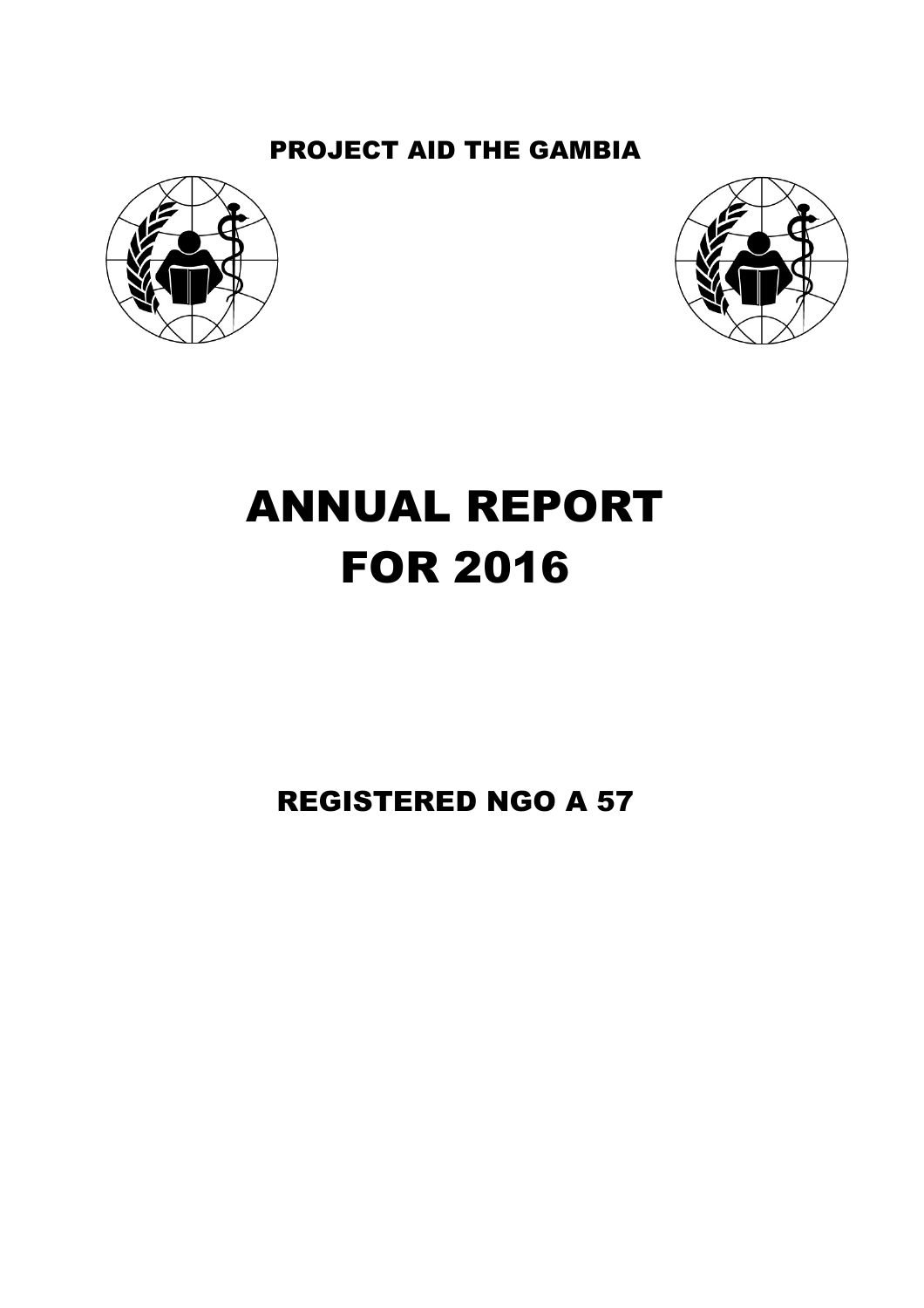PROJECT AID THE GAMBIA

# ANNUAL REPORT FOR 2016

REGISTERED NGO A 57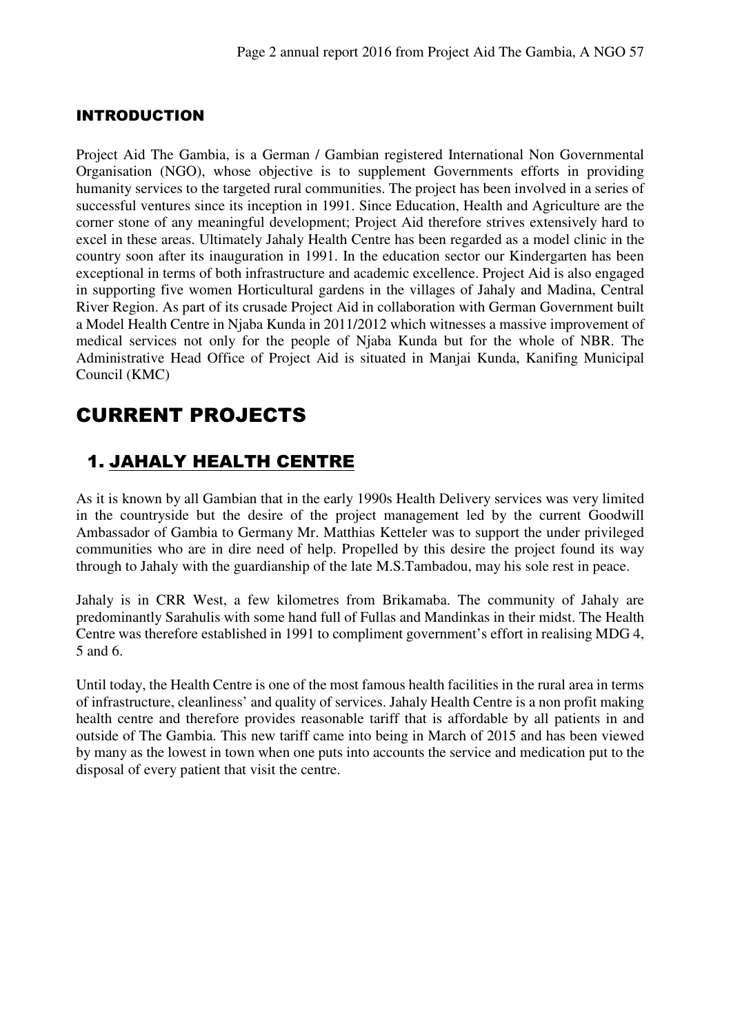## INTRODUCTION

Project Aid The Gambia, is a German / Gambian registered International Non Governmental Organisation (NGO), whose objective is to supplement Governments efforts in providing humanity services to the targeted rural communities. The project has been involved in a series of successful ventures since its inception in 1991. Since Education, Health and Agriculture are the corner stone of any meaningful development; Project Aid therefore strives extensively hard to excel in these areas. Ultimately Jahaly Health Centre has been regarded as a model clinic in the country soon after its inauguration in 1991. In the education sector our Kindergarten has been exceptional in terms of both infrastructure and academic excellence. Project Aid is also engaged in supporting five women Horticultural gardens in the villages of Jahaly and Madina, Central River Region. As part of its crusade Project Aid in collaboration with German Government built a Model Health Centre in Njaba Kunda in 2011/2012 which witnesses a massive improvement of medical services not only for the people of Njaba Kunda but for the whole of NBR. The Administrative Head Office of Project Aid is situated in Manjai Kunda, Kanifing Municipal Council (KMC)

# CURRENT PROJECTS

## 1. JAHALY HEALTH CENTRE

As it is known by all Gambian that in the early 1990s Health Delivery services was very limited in the countryside but the desire of the project management led by the current Goodwill Ambassador of Gambia to Germany Mr. Matthias Ketteler was to support the under privileged communities who are in dire need of help. Propelled by this desire the project found its way through to Jahaly with the guardianship of the late M.S.Tambadou, may his sole rest in peace.

Jahaly is in CRR West, a few kilometres from Brikamaba. The community of Jahaly are predominantly Sarahulis with some hand full of Fullas and Mandinkas in their midst. The Health Centre was therefore established in 1991 to compliment government's effort in realising MDG 4, 5 and 6.

Until today, the Health Centre is one of the most famous health facilities in the rural area in terms of infrastructure, cleanliness' and quality of services. Jahaly Health Centre is a non profit making health centre and therefore provides reasonable tariff that is affordable by all patients in and outside of The Gambia. This new tariff came into being in March of 2015 and has been viewed by many as the lowest in town when one puts into accounts the service and medication put to the disposal of every patient that visit the centre.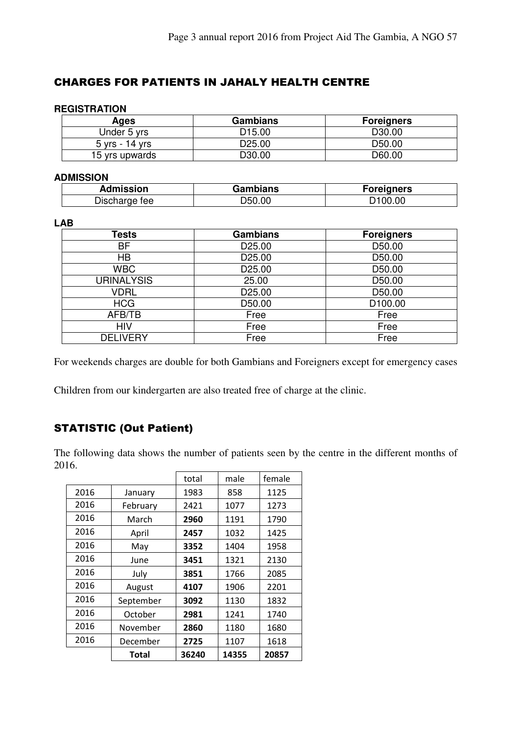## CHARGES FOR PATIENTS IN JAHALY HEALTH CENTRE

### REGISTRATION

| Ages | Gambians | Foreigners |
|---|---|---|
| Under 5 yrs | D15.00 | D30.00 |
| 5 yrs - 14 yrs | D25.00 | D50.00 |
| 15 yrs upwards | D30.00 | D60.00 |

### ADMISSION

| Admission | Gambians | Foreigners |
|---|---|---|
| Discharge fee | D50.00 | D100.00 |

### LAB

| Tests | Gambians | Foreigners |
|---|---|---|
| BF | D25.00 | D50.00 |
| HB | D25.00 | D50.00 |
| WBC | D25.00 | D50.00 |
| URINALYSIS | 25.00 | D50.00 |
| VDRL | D25.00 | D50.00 |
| HCG | D50.00 | D100.00 |
| AFB/TB | Free | Free |
| HIV | Free | Free |
| DELIVERY | Free | Free |

For weekends charges are double for both Gambians and Foreigners except for emergency cases

Children from our kindergarten are also treated free of charge at the clinic.

## STATISTIC (Out Patient)

The following data shows the number of patients seen by the centre in the different months of 2016.

| | | total | male | female |
|---|---|---|---|---|
| 2016 | January | 1983 | 858 | 1125 |
| 2016 | February | 2421 | 1077 | 1273 |
| 2016 | March | **2960** | 1191 | 1790 |
| 2016 | April | **2457** | 1032 | 1425 |
| 2016 | May | **3352** | 1404 | 1958 |
| 2016 | June | **3451** | 1321 | 2130 |
| 2016 | July | **3851** | 1766 | 2085 |
| 2016 | August | **4107** | 1906 | 2201 |
| 2016 | September | **3092** | 1130 | 1832 |
| 2016 | October | **2981** | 1241 | 1740 |
| 2016 | November | **2860** | 1180 | 1680 |
| 2016 | December | **2725** | 1107 | 1618 |
| | **Total** | **36240** | **14355** | **20857** |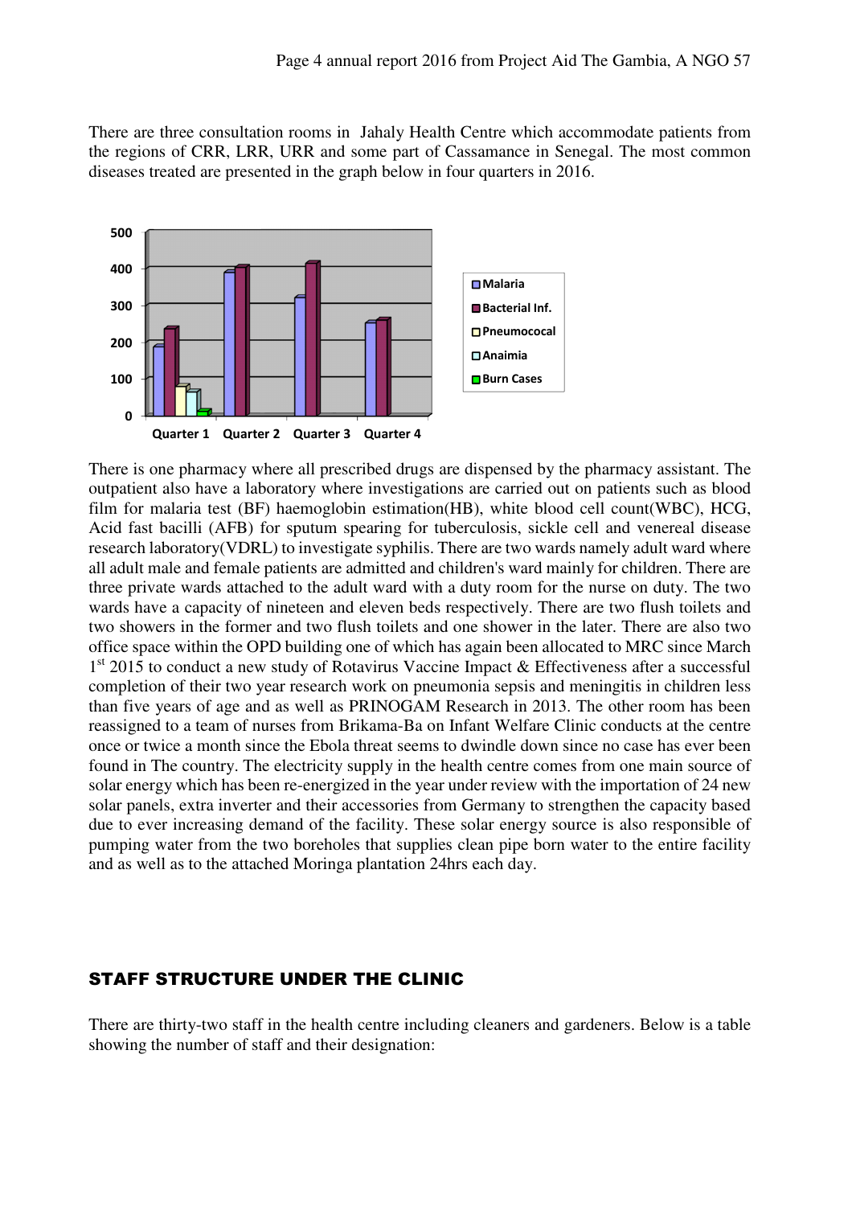There are three consultation rooms in Jahaly Health Centre which accommodate patients from the regions of CRR, LRR, URR and some part of Cassamance in Senegal. The most common diseases treated are presented in the graph below in four quarters in 2016.

There is one pharmacy where all prescribed drugs are dispensed by the pharmacy assistant. The outpatient also have a laboratory where investigations are carried out on patients such as blood film for malaria test (BF) haemoglobin estimation(HB), white blood cell count(WBC), HCG, Acid fast bacilli (AFB) for sputum spearing for tuberculosis, sickle cell and venereal disease research laboratory(VDRL) to investigate syphilis. There are two wards namely adult ward where all adult male and female patients are admitted and children's ward mainly for children. There are three private wards attached to the adult ward with a duty room for the nurse on duty. The two wards have a capacity of nineteen and eleven beds respectively. There are two flush toilets and two showers in the former and two flush toilets and one shower in the later. There are also two office space within the OPD building one of which has again been allocated to MRC since March 1st 2015 to conduct a new study of Rotavirus Vaccine Impact & Effectiveness after a successful completion of their two year research work on pneumonia sepsis and meningitis in children less than five years of age and as well as PRINOGAM Research in 2013. The other room has been reassigned to a team of nurses from Brikama-Ba on Infant Welfare Clinic conducts at the centre once or twice a month since the Ebola threat seems to dwindle down since no case has ever been found in The country. The electricity supply in the health centre comes from one main source of solar energy which has been re-energized in the year under review with the importation of 24 new solar panels, extra inverter and their accessories from Germany to strengthen the capacity based due to ever increasing demand of the facility. These solar energy source is also responsible of pumping water from the two boreholes that supplies clean pipe born water to the entire facility and as well as to the attached Moringa plantation 24hrs each day.

## STAFF STRUCTURE UNDER THE CLINIC

There are thirty-two staff in the health centre including cleaners and gardeners. Below is a table showing the number of staff and their designation: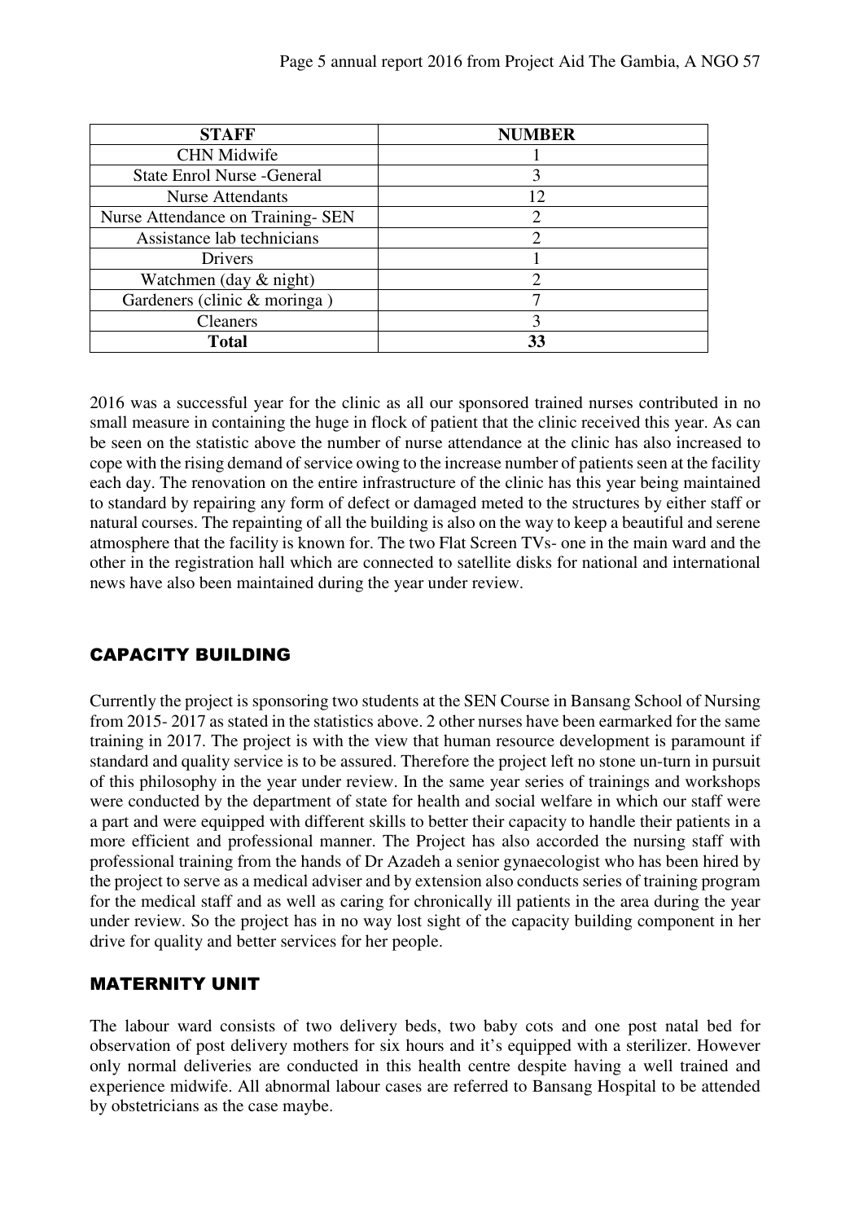| STAFF | NUMBER |
|---|---|
| CHN Midwife | 1 |
| State Enrol Nurse -General | 3 |
| Nurse Attendants | 12 |
| Nurse Attendance on Training- SEN | 2 |
| Assistance lab technicians | 2 |
| Drivers | 1 |
| Watchmen (day & night) | 2 |
| Gardeners (clinic & moringa ) | 7 |
| Cleaners | 3 |
| **Total** | **33** |

2016 was a successful year for the clinic as all our sponsored trained nurses contributed in no small measure in containing the huge in flock of patient that the clinic received this year. As can be seen on the statistic above the number of nurse attendance at the clinic has also increased to cope with the rising demand of service owing to the increase number of patients seen at the facility each day. The renovation on the entire infrastructure of the clinic has this year being maintained to standard by repairing any form of defect or damaged meted to the structures by either staff or natural courses. The repainting of all the building is also on the way to keep a beautiful and serene atmosphere that the facility is known for. The two Flat Screen TVs- one in the main ward and the other in the registration hall which are connected to satellite disks for national and international news have also been maintained during the year under review.

## CAPACITY BUILDING

Currently the project is sponsoring two students at the SEN Course in Bansang School of Nursing from 2015- 2017 as stated in the statistics above. 2 other nurses have been earmarked for the same training in 2017. The project is with the view that human resource development is paramount if standard and quality service is to be assured. Therefore the project left no stone un-turn in pursuit of this philosophy in the year under review. In the same year series of trainings and workshops were conducted by the department of state for health and social welfare in which our staff were a part and were equipped with different skills to better their capacity to handle their patients in a more efficient and professional manner. The Project has also accorded the nursing staff with professional training from the hands of Dr Azadeh a senior gynaecologist who has been hired by the project to serve as a medical adviser and by extension also conducts series of training program for the medical staff and as well as caring for chronically ill patients in the area during the year under review. So the project has in no way lost sight of the capacity building component in her drive for quality and better services for her people.

## MATERNITY UNIT

The labour ward consists of two delivery beds, two baby cots and one post natal bed for observation of post delivery mothers for six hours and it's equipped with a sterilizer. However only normal deliveries are conducted in this health centre despite having a well trained and experience midwife. All abnormal labour cases are referred to Bansang Hospital to be attended by obstetricians as the case maybe.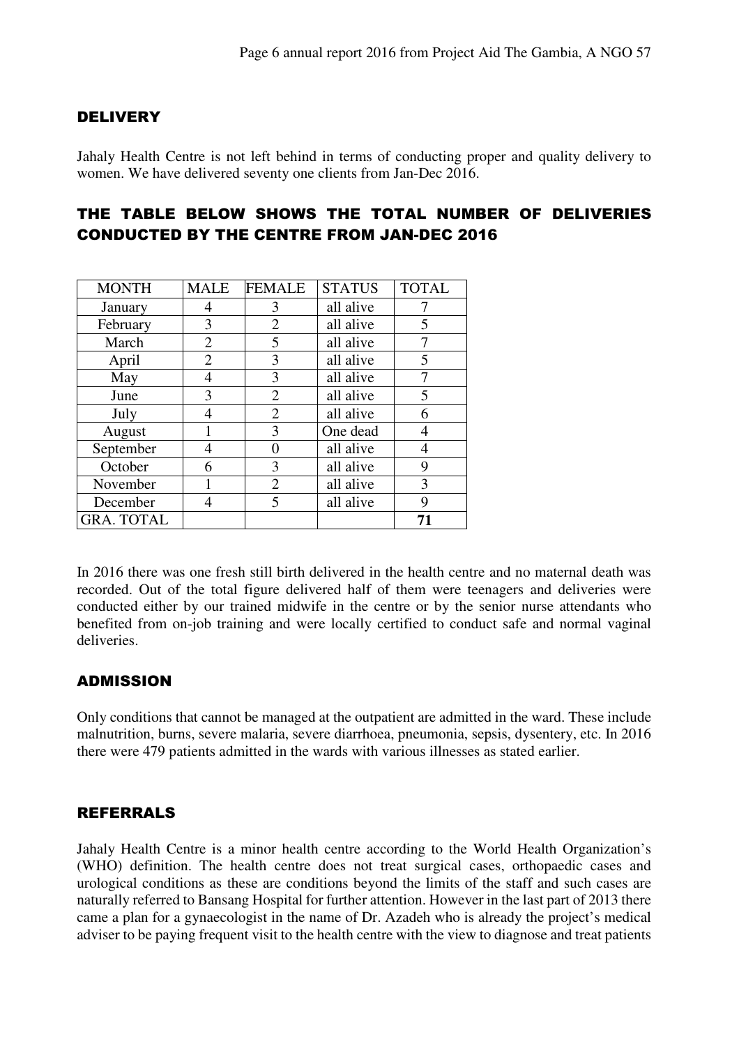## DELIVERY

Jahaly Health Centre is not left behind in terms of conducting proper and quality delivery to women. We have delivered seventy one clients from Jan-Dec 2016.

## THE TABLE BELOW SHOWS THE TOTAL NUMBER OF DELIVERIES CONDUCTED BY THE CENTRE FROM JAN-DEC 2016

| MONTH | MALE | FEMALE | STATUS | TOTAL |
|---|---|---|---|---|
| January | 4 | 3 | all alive | 7 |
| February | 3 | 2 | all alive | 5 |
| March | 2 | 5 | all alive | 7 |
| April | 2 | 3 | all alive | 5 |
| May | 4 | 3 | all alive | 7 |
| June | 3 | 2 | all alive | 5 |
| July | 4 | 2 | all alive | 6 |
| August | 1 | 3 | One dead | 4 |
| September | 4 | 0 | all alive | 4 |
| October | 6 | 3 | all alive | 9 |
| November | 1 | 2 | all alive | 3 |
| December | 4 | 5 | all alive | 9 |
| GRA. TOTAL | | | | **71** |

In 2016 there was one fresh still birth delivered in the health centre and no maternal death was recorded. Out of the total figure delivered half of them were teenagers and deliveries were conducted either by our trained midwife in the centre or by the senior nurse attendants who benefited from on-job training and were locally certified to conduct safe and normal vaginal deliveries.

## ADMISSION

Only conditions that cannot be managed at the outpatient are admitted in the ward. These include malnutrition, burns, severe malaria, severe diarrhoea, pneumonia, sepsis, dysentery, etc. In 2016 there were 479 patients admitted in the wards with various illnesses as stated earlier.

## REFERRALS

Jahaly Health Centre is a minor health centre according to the World Health Organization's (WHO) definition. The health centre does not treat surgical cases, orthopaedic cases and urological conditions as these are conditions beyond the limits of the staff and such cases are naturally referred to Bansang Hospital for further attention. However in the last part of 2013 there came a plan for a gynaecologist in the name of Dr. Azadeh who is already the project's medical adviser to be paying frequent visit to the health centre with the view to diagnose and treat patients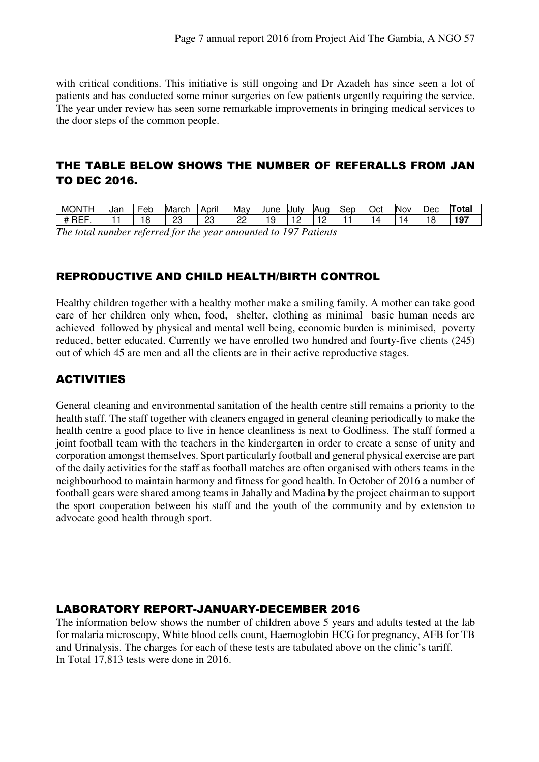with critical conditions. This initiative is still ongoing and Dr Azadeh has since seen a lot of patients and has conducted some minor surgeries on few patients urgently requiring the service. The year under review has seen some remarkable improvements in bringing medical services to the door steps of the common people.

## THE TABLE BELOW SHOWS THE NUMBER OF REFERALLS FROM JAN TO DEC 2016.

| MONTH | Jan | Feb | March | April | May | June | July | Aug | Sep | Oct | Nov | Dec | **Total** |
|---|---|---|---|---|---|---|---|---|---|---|---|---|---|
| # REF. | 11 | 18 | 23 | 23 | 22 | 19 | 12 | 12 | 11 | 14 | 14 | 18 | **197** |

*The total number referred for the year amounted to 197 Patients*

## REPRODUCTIVE AND CHILD HEALTH/BIRTH CONTROL

Healthy children together with a healthy mother make a smiling family. A mother can take good care of her children only when, food, shelter, clothing as minimal basic human needs are achieved followed by physical and mental well being, economic burden is minimised, poverty reduced, better educated. Currently we have enrolled two hundred and fourty-five clients (245) out of which 45 are men and all the clients are in their active reproductive stages.

## ACTIVITIES

General cleaning and environmental sanitation of the health centre still remains a priority to the health staff. The staff together with cleaners engaged in general cleaning periodically to make the health centre a good place to live in hence cleanliness is next to Godliness. The staff formed a joint football team with the teachers in the kindergarten in order to create a sense of unity and corporation amongst themselves. Sport particularly football and general physical exercise are part of the daily activities for the staff as football matches are often organised with others teams in the neighbourhood to maintain harmony and fitness for good health. In October of 2016 a number of football gears were shared among teams in Jahally and Madina by the project chairman to support the sport cooperation between his staff and the youth of the community and by extension to advocate good health through sport.

## LABORATORY REPORT-JANUARY-DECEMBER 2016

The information below shows the number of children above 5 years and adults tested at the lab for malaria microscopy, White blood cells count, Haemoglobin HCG for pregnancy, AFB for TB and Urinalysis. The charges for each of these tests are tabulated above on the clinic's tariff.
In Total 17,813 tests were done in 2016.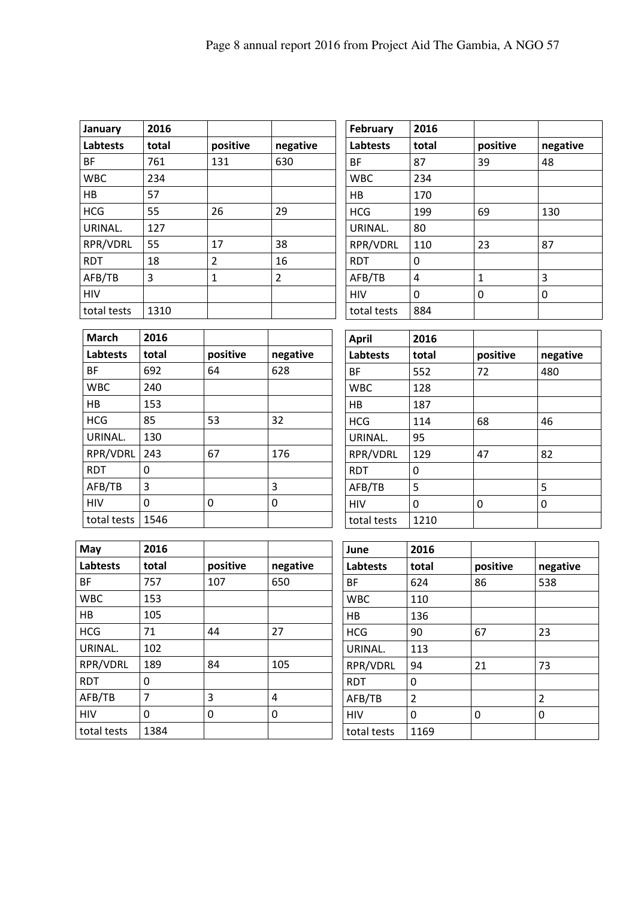| January | 2016 | | |
|---|---|---|---|
| **Labtests** | **total** | **positive** | **negative** |
| BF | 761 | 131 | 630 |
| WBC | 234 | | |
| HB | 57 | | |
| HCG | 55 | 26 | 29 |
| URINAL. | 127 | | |
| RPR/VDRL | 55 | 17 | 38 |
| RDT | 18 | 2 | 16 |
| AFB/TB | 3 | 1 | 2 |
| HIV | | | |
| total tests | 1310 | | |

| February | 2016 | | |
|---|---|---|---|
| **Labtests** | **total** | **positive** | **negative** |
| BF | 87 | 39 | 48 |
| WBC | 234 | | |
| HB | 170 | | |
| HCG | 199 | 69 | 130 |
| URINAL. | 80 | | |
| RPR/VDRL | 110 | 23 | 87 |
| RDT | 0 | | |
| AFB/TB | 4 | 1 | 3 |
| HIV | 0 | 0 | 0 |
| total tests | 884 | | |

| March | 2016 | | |
|---|---|---|---|
| **Labtests** | **total** | **positive** | **negative** |
| BF | 692 | 64 | 628 |
| WBC | 240 | | |
| HB | 153 | | |
| HCG | 85 | 53 | 32 |
| URINAL. | 130 | | |
| RPR/VDRL | 243 | 67 | 176 |
| RDT | 0 | | |
| AFB/TB | 3 | | 3 |
| HIV | 0 | 0 | 0 |
| total tests | 1546 | | |

| April | 2016 | | |
|---|---|---|---|
| **Labtests** | **total** | **positive** | **negative** |
| BF | 552 | 72 | 480 |
| WBC | 128 | | |
| HB | 187 | | |
| HCG | 114 | 68 | 46 |
| URINAL. | 95 | | |
| RPR/VDRL | 129 | 47 | 82 |
| RDT | 0 | | |
| AFB/TB | 5 | | 5 |
| HIV | 0 | 0 | 0 |
| total tests | 1210 | | |

| May | 2016 | | |
|---|---|---|---|
| **Labtests** | **total** | **positive** | **negative** |
| BF | 757 | 107 | 650 |
| WBC | 153 | | |
| HB | 105 | | |
| HCG | 71 | 44 | 27 |
| URINAL. | 102 | | |
| RPR/VDRL | 189 | 84 | 105 |
| RDT | 0 | | |
| AFB/TB | 7 | 3 | 4 |
| HIV | 0 | 0 | 0 |
| total tests | 1384 | | |

| June | 2016 | | |
|---|---|---|---|
| **Labtests** | **total** | **positive** | **negative** |
| BF | 624 | 86 | 538 |
| WBC | 110 | | |
| HB | 136 | | |
| HCG | 90 | 67 | 23 |
| URINAL. | 113 | | |
| RPR/VDRL | 94 | 21 | 73 |
| RDT | 0 | | |
| AFB/TB | 2 | | 2 |
| HIV | 0 | 0 | 0 |
| total tests | 1169 | | |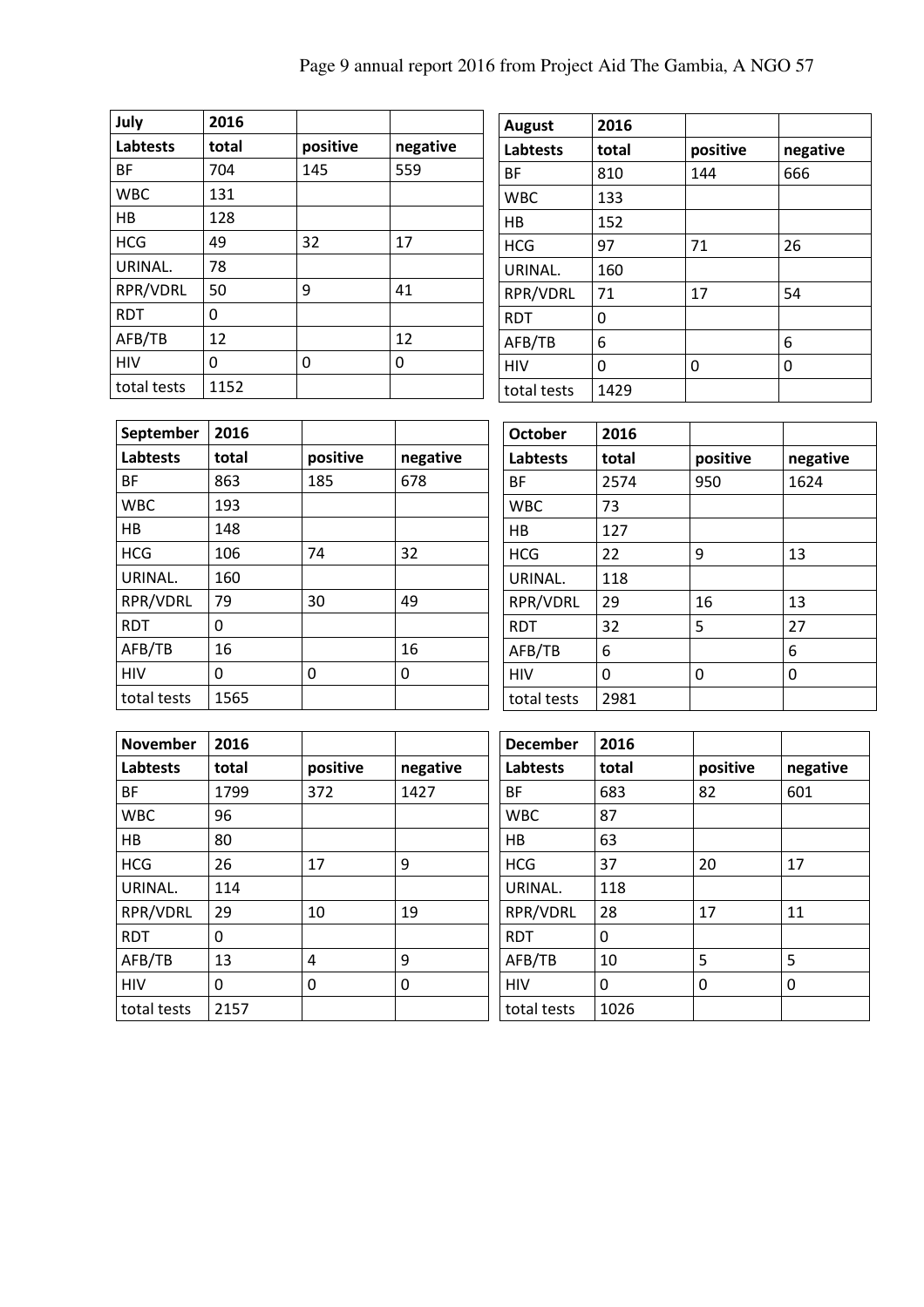| July | 2016 | | |
|---|---|---|---|
| Labtests | total | positive | negative |
| BF | 704 | 145 | 559 |
| WBC | 131 | | |
| HB | 128 | | |
| HCG | 49 | 32 | 17 |
| URINAL. | 78 | | |
| RPR/VDRL | 50 | 9 | 41 |
| RDT | 0 | | |
| AFB/TB | 12 | | 12 |
| HIV | 0 | 0 | 0 |
| total tests | 1152 | | |

| August | 2016 | | |
|---|---|---|---|
| Labtests | total | positive | negative |
| BF | 810 | 144 | 666 |
| WBC | 133 | | |
| HB | 152 | | |
| HCG | 97 | 71 | 26 |
| URINAL. | 160 | | |
| RPR/VDRL | 71 | 17 | 54 |
| RDT | 0 | | |
| AFB/TB | 6 | | 6 |
| HIV | 0 | 0 | 0 |
| total tests | 1429 | | |

| September | 2016 | | |
|---|---|---|---|
| Labtests | total | positive | negative |
| BF | 863 | 185 | 678 |
| WBC | 193 | | |
| HB | 148 | | |
| HCG | 106 | 74 | 32 |
| URINAL. | 160 | | |
| RPR/VDRL | 79 | 30 | 49 |
| RDT | 0 | | |
| AFB/TB | 16 | | 16 |
| HIV | 0 | 0 | 0 |
| total tests | 1565 | | |

| October | 2016 | | |
|---|---|---|---|
| Labtests | total | positive | negative |
| BF | 2574 | 950 | 1624 |
| WBC | 73 | | |
| HB | 127 | | |
| HCG | 22 | 9 | 13 |
| URINAL. | 118 | | |
| RPR/VDRL | 29 | 16 | 13 |
| RDT | 32 | 5 | 27 |
| AFB/TB | 6 | | 6 |
| HIV | 0 | 0 | 0 |
| total tests | 2981 | | |

| November | 2016 | | |
|---|---|---|---|
| Labtests | total | positive | negative |
| BF | 1799 | 372 | 1427 |
| WBC | 96 | | |
| HB | 80 | | |
| HCG | 26 | 17 | 9 |
| URINAL. | 114 | | |
| RPR/VDRL | 29 | 10 | 19 |
| RDT | 0 | | |
| AFB/TB | 13 | 4 | 9 |
| HIV | 0 | 0 | 0 |
| total tests | 2157 | | |

| December | 2016 | | |
|---|---|---|---|
| Labtests | total | positive | negative |
| BF | 683 | 82 | 601 |
| WBC | 87 | | |
| HB | 63 | | |
| HCG | 37 | 20 | 17 |
| URINAL. | 118 | | |
| RPR/VDRL | 28 | 17 | 11 |
| RDT | 0 | | |
| AFB/TB | 10 | 5 | 5 |
| HIV | 0 | 0 | 0 |
| total tests | 1026 | | |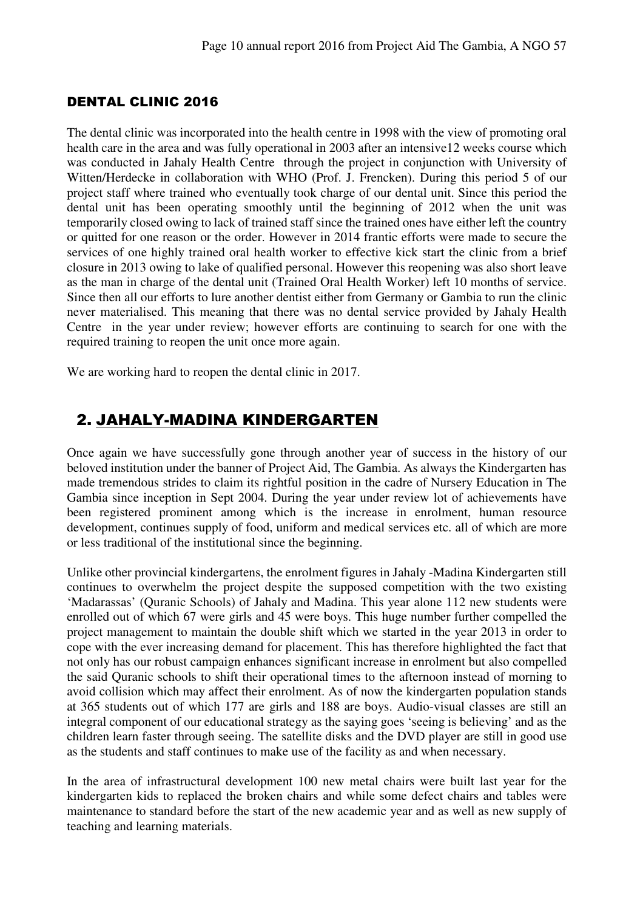## DENTAL CLINIC 2016

The dental clinic was incorporated into the health centre in 1998 with the view of promoting oral health care in the area and was fully operational in 2003 after an intensive12 weeks course which was conducted in Jahaly Health Centre through the project in conjunction with University of Witten/Herdecke in collaboration with WHO (Prof. J. Frencken). During this period 5 of our project staff where trained who eventually took charge of our dental unit. Since this period the dental unit has been operating smoothly until the beginning of 2012 when the unit was temporarily closed owing to lack of trained staff since the trained ones have either left the country or quitted for one reason or the order. However in 2014 frantic efforts were made to secure the services of one highly trained oral health worker to effective kick start the clinic from a brief closure in 2013 owing to lake of qualified personal. However this reopening was also short leave as the man in charge of the dental unit (Trained Oral Health Worker) left 10 months of service. Since then all our efforts to lure another dentist either from Germany or Gambia to run the clinic never materialised. This meaning that there was no dental service provided by Jahaly Health Centre in the year under review; however efforts are continuing to search for one with the required training to reopen the unit once more again.

We are working hard to reopen the dental clinic in 2017.

## 2. JAHALY-MADINA KINDERGARTEN

Once again we have successfully gone through another year of success in the history of our beloved institution under the banner of Project Aid, The Gambia. As always the Kindergarten has made tremendous strides to claim its rightful position in the cadre of Nursery Education in The Gambia since inception in Sept 2004. During the year under review lot of achievements have been registered prominent among which is the increase in enrolment, human resource development, continues supply of food, uniform and medical services etc. all of which are more or less traditional of the institutional since the beginning.

Unlike other provincial kindergartens, the enrolment figures in Jahaly -Madina Kindergarten still continues to overwhelm the project despite the supposed competition with the two existing 'Madarassas' (Quranic Schools) of Jahaly and Madina. This year alone 112 new students were enrolled out of which 67 were girls and 45 were boys. This huge number further compelled the project management to maintain the double shift which we started in the year 2013 in order to cope with the ever increasing demand for placement. This has therefore highlighted the fact that not only has our robust campaign enhances significant increase in enrolment but also compelled the said Quranic schools to shift their operational times to the afternoon instead of morning to avoid collision which may affect their enrolment. As of now the kindergarten population stands at 365 students out of which 177 are girls and 188 are boys. Audio-visual classes are still an integral component of our educational strategy as the saying goes 'seeing is believing' and as the children learn faster through seeing. The satellite disks and the DVD player are still in good use as the students and staff continues to make use of the facility as and when necessary.

In the area of infrastructural development 100 new metal chairs were built last year for the kindergarten kids to replaced the broken chairs and while some defect chairs and tables were maintenance to standard before the start of the new academic year and as well as new supply of teaching and learning materials.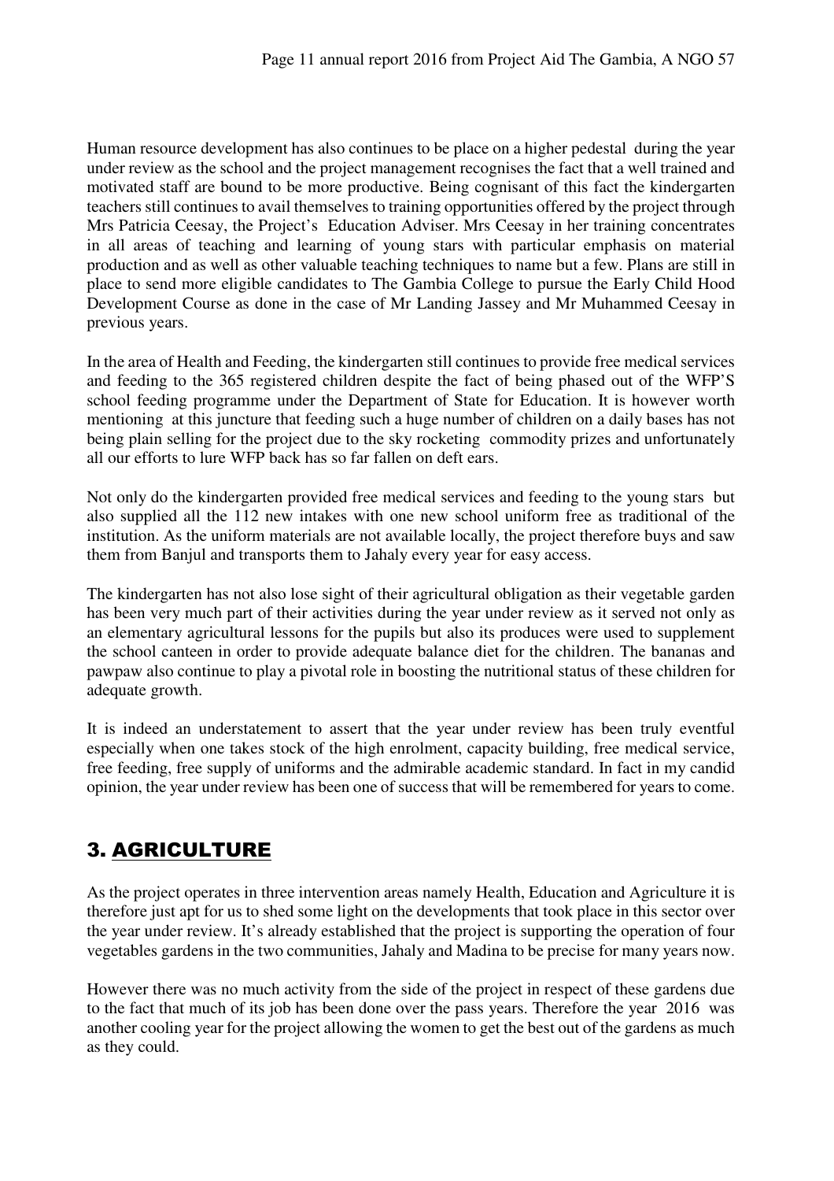Human resource development has also continues to be place on a higher pedestal during the year under review as the school and the project management recognises the fact that a well trained and motivated staff are bound to be more productive. Being cognisant of this fact the kindergarten teachers still continues to avail themselves to training opportunities offered by the project through Mrs Patricia Ceesay, the Project's Education Adviser. Mrs Ceesay in her training concentrates in all areas of teaching and learning of young stars with particular emphasis on material production and as well as other valuable teaching techniques to name but a few. Plans are still in place to send more eligible candidates to The Gambia College to pursue the Early Child Hood Development Course as done in the case of Mr Landing Jassey and Mr Muhammed Ceesay in previous years.

In the area of Health and Feeding, the kindergarten still continues to provide free medical services and feeding to the 365 registered children despite the fact of being phased out of the WFP'S school feeding programme under the Department of State for Education. It is however worth mentioning at this juncture that feeding such a huge number of children on a daily bases has not being plain selling for the project due to the sky rocketing commodity prizes and unfortunately all our efforts to lure WFP back has so far fallen on deft ears.

Not only do the kindergarten provided free medical services and feeding to the young stars but also supplied all the 112 new intakes with one new school uniform free as traditional of the institution. As the uniform materials are not available locally, the project therefore buys and saw them from Banjul and transports them to Jahaly every year for easy access.

The kindergarten has not also lose sight of their agricultural obligation as their vegetable garden has been very much part of their activities during the year under review as it served not only as an elementary agricultural lessons for the pupils but also its produces were used to supplement the school canteen in order to provide adequate balance diet for the children. The bananas and pawpaw also continue to play a pivotal role in boosting the nutritional status of these children for adequate growth.

It is indeed an understatement to assert that the year under review has been truly eventful especially when one takes stock of the high enrolment, capacity building, free medical service, free feeding, free supply of uniforms and the admirable academic standard. In fact in my candid opinion, the year under review has been one of success that will be remembered for years to come.

## 3. AGRICULTURE

As the project operates in three intervention areas namely Health, Education and Agriculture it is therefore just apt for us to shed some light on the developments that took place in this sector over the year under review. It's already established that the project is supporting the operation of four vegetables gardens in the two communities, Jahaly and Madina to be precise for many years now.

However there was no much activity from the side of the project in respect of these gardens due to the fact that much of its job has been done over the pass years. Therefore the year 2016 was another cooling year for the project allowing the women to get the best out of the gardens as much as they could.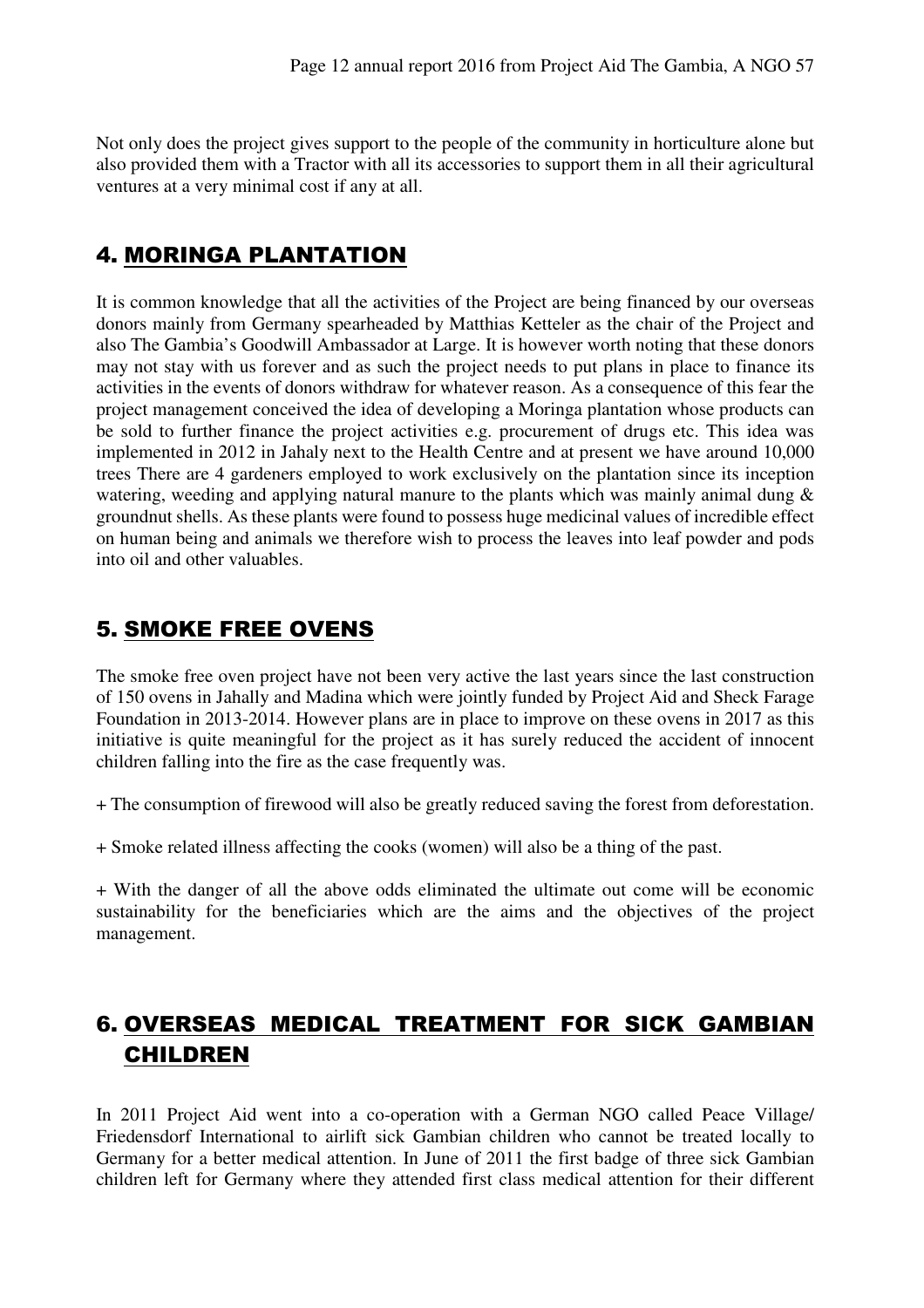Not only does the project gives support to the people of the community in horticulture alone but also provided them with a Tractor with all its accessories to support them in all their agricultural ventures at a very minimal cost if any at all.

## 4. MORINGA PLANTATION

It is common knowledge that all the activities of the Project are being financed by our overseas donors mainly from Germany spearheaded by Matthias Ketteler as the chair of the Project and also The Gambia's Goodwill Ambassador at Large. It is however worth noting that these donors may not stay with us forever and as such the project needs to put plans in place to finance its activities in the events of donors withdraw for whatever reason. As a consequence of this fear the project management conceived the idea of developing a Moringa plantation whose products can be sold to further finance the project activities e.g. procurement of drugs etc. This idea was implemented in 2012 in Jahaly next to the Health Centre and at present we have around 10,000 trees There are 4 gardeners employed to work exclusively on the plantation since its inception watering, weeding and applying natural manure to the plants which was mainly animal dung & groundnut shells. As these plants were found to possess huge medicinal values of incredible effect on human being and animals we therefore wish to process the leaves into leaf powder and pods into oil and other valuables.

## 5. SMOKE FREE OVENS

The smoke free oven project have not been very active the last years since the last construction of 150 ovens in Jahally and Madina which were jointly funded by Project Aid and Sheck Farage Foundation in 2013-2014. However plans are in place to improve on these ovens in 2017 as this initiative is quite meaningful for the project as it has surely reduced the accident of innocent children falling into the fire as the case frequently was.

+ The consumption of firewood will also be greatly reduced saving the forest from deforestation.

+ Smoke related illness affecting the cooks (women) will also be a thing of the past.

+ With the danger of all the above odds eliminated the ultimate out come will be economic sustainability for the beneficiaries which are the aims and the objectives of the project management.

## 6. OVERSEAS MEDICAL TREATMENT FOR SICK GAMBIAN CHILDREN

In 2011 Project Aid went into a co-operation with a German NGO called Peace Village/ Friedensdorf International to airlift sick Gambian children who cannot be treated locally to Germany for a better medical attention. In June of 2011 the first badge of three sick Gambian children left for Germany where they attended first class medical attention for their different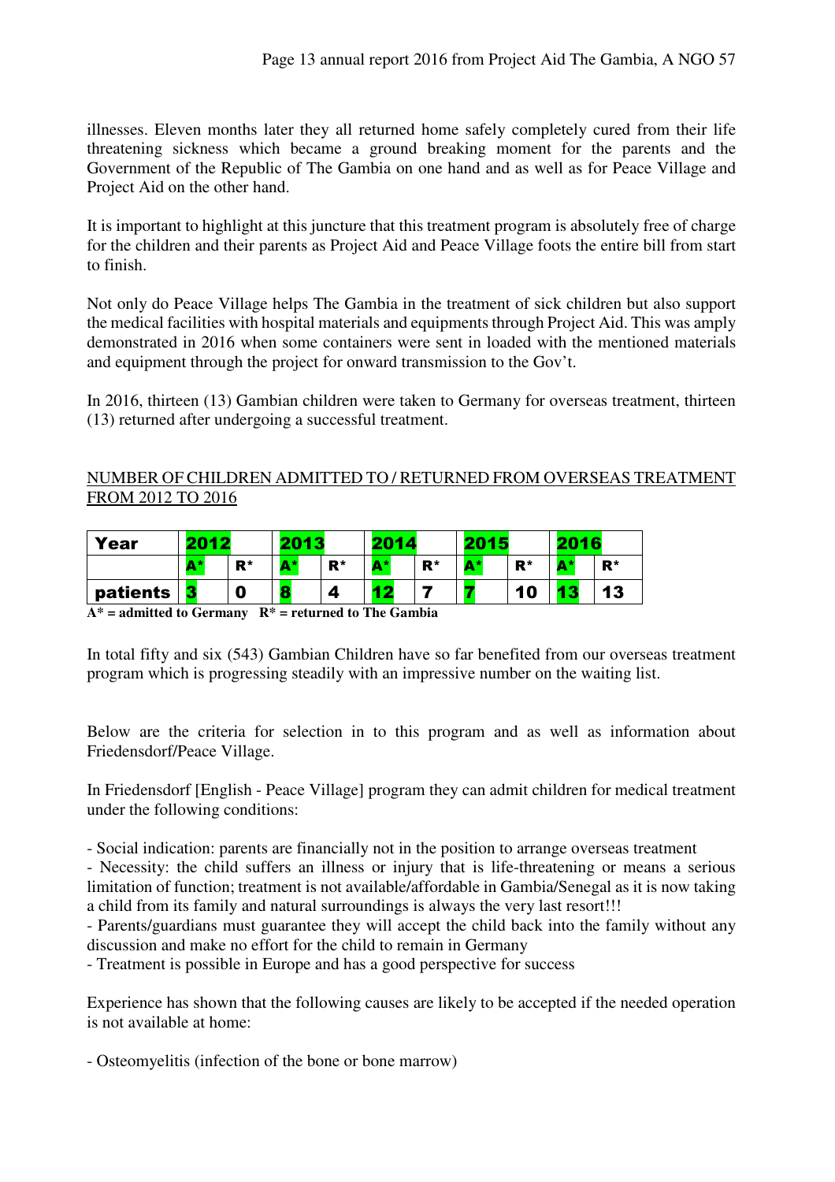illnesses. Eleven months later they all returned home safely completely cured from their life threatening sickness which became a ground breaking moment for the parents and the Government of the Republic of The Gambia on one hand and as well as for Peace Village and Project Aid on the other hand.

It is important to highlight at this juncture that this treatment program is absolutely free of charge for the children and their parents as Project Aid and Peace Village foots the entire bill from start to finish.

Not only do Peace Village helps The Gambia in the treatment of sick children but also support the medical facilities with hospital materials and equipments through Project Aid. This was amply demonstrated in 2016 when some containers were sent in loaded with the mentioned materials and equipment through the project for onward transmission to the Gov't.

In 2016, thirteen (13) Gambian children were taken to Germany for overseas treatment, thirteen (13) returned after undergoing a successful treatment.

NUMBER OF CHILDREN ADMITTED TO / RETURNED FROM OVERSEAS TREATMENT FROM 2012 TO 2016

| Year | 2012 | | 2013 | | 2014 | | 2015 | | 2016 | |
|---|---|---|---|---|---|---|---|---|---|---|
| | A* | R* | A* | R* | A* | R* | A* | R* | A* | R* |
| patients | 3 | 0 | 8 | 4 | 12 | 7 | 7 | 10 | 13 | 13 |

**A* = admitted to Germany R* = returned to The Gambia**

In total fifty and six (543) Gambian Children have so far benefited from our overseas treatment program which is progressing steadily with an impressive number on the waiting list.

Below are the criteria for selection in to this program and as well as information about Friedensdorf/Peace Village.

In Friedensdorf [English - Peace Village] program they can admit children for medical treatment under the following conditions:

- Social indication: parents are financially not in the position to arrange overseas treatment
- Necessity: the child suffers an illness or injury that is life-threatening or means a serious limitation of function; treatment is not available/affordable in Gambia/Senegal as it is now taking a child from its family and natural surroundings is always the very last resort!!!
- Parents/guardians must guarantee they will accept the child back into the family without any discussion and make no effort for the child to remain in Germany
- Treatment is possible in Europe and has a good perspective for success

Experience has shown that the following causes are likely to be accepted if the needed operation is not available at home:

- Osteomyelitis (infection of the bone or bone marrow)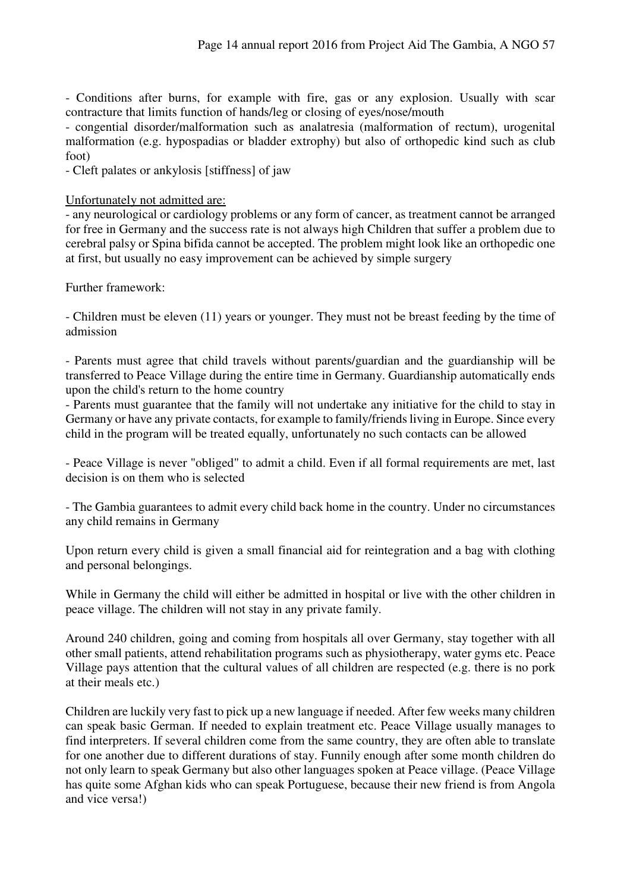- Conditions after burns, for example with fire, gas or any explosion. Usually with scar contracture that limits function of hands/leg or closing of eyes/nose/mouth

- congential disorder/malformation such as analatresia (malformation of rectum), urogenital malformation (e.g. hypospadias or bladder extrophy) but also of orthopedic kind such as club foot)

- Cleft palates or ankylosis [stiffness] of jaw

<u>Unfortunately not admitted are:</u>

- any neurological or cardiology problems or any form of cancer, as treatment cannot be arranged for free in Germany and the success rate is not always high Children that suffer a problem due to cerebral palsy or Spina bifida cannot be accepted. The problem might look like an orthopedic one at first, but usually no easy improvement can be achieved by simple surgery

Further framework:

- Children must be eleven (11) years or younger. They must not be breast feeding by the time of admission

- Parents must agree that child travels without parents/guardian and the guardianship will be transferred to Peace Village during the entire time in Germany. Guardianship automatically ends upon the child's return to the home country

- Parents must guarantee that the family will not undertake any initiative for the child to stay in Germany or have any private contacts, for example to family/friends living in Europe. Since every child in the program will be treated equally, unfortunately no such contacts can be allowed

- Peace Village is never "obliged" to admit a child. Even if all formal requirements are met, last decision is on them who is selected

- The Gambia guarantees to admit every child back home in the country. Under no circumstances any child remains in Germany

Upon return every child is given a small financial aid for reintegration and a bag with clothing and personal belongings.

While in Germany the child will either be admitted in hospital or live with the other children in peace village. The children will not stay in any private family.

Around 240 children, going and coming from hospitals all over Germany, stay together with all other small patients, attend rehabilitation programs such as physiotherapy, water gyms etc. Peace Village pays attention that the cultural values of all children are respected (e.g. there is no pork at their meals etc.)

Children are luckily very fast to pick up a new language if needed. After few weeks many children can speak basic German. If needed to explain treatment etc. Peace Village usually manages to find interpreters. If several children come from the same country, they are often able to translate for one another due to different durations of stay. Funnily enough after some month children do not only learn to speak Germany but also other languages spoken at Peace village. (Peace Village has quite some Afghan kids who can speak Portuguese, because their new friend is from Angola and vice versa!)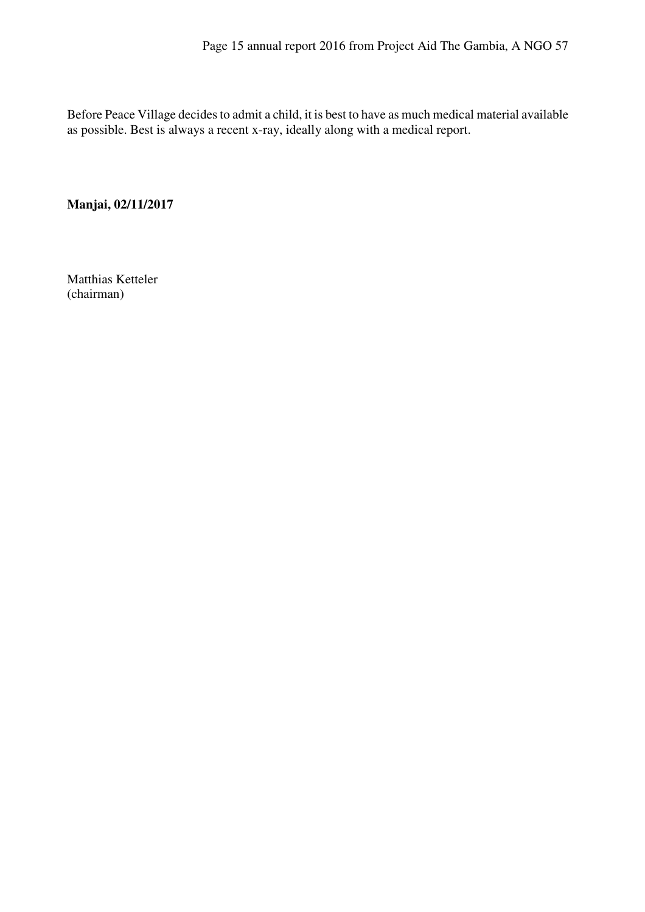Before Peace Village decides to admit a child, it is best to have as much medical material available as possible. Best is always a recent x-ray, ideally along with a medical report.

**Manjai, 02/11/2017**

Matthias Ketteler
(chairman)